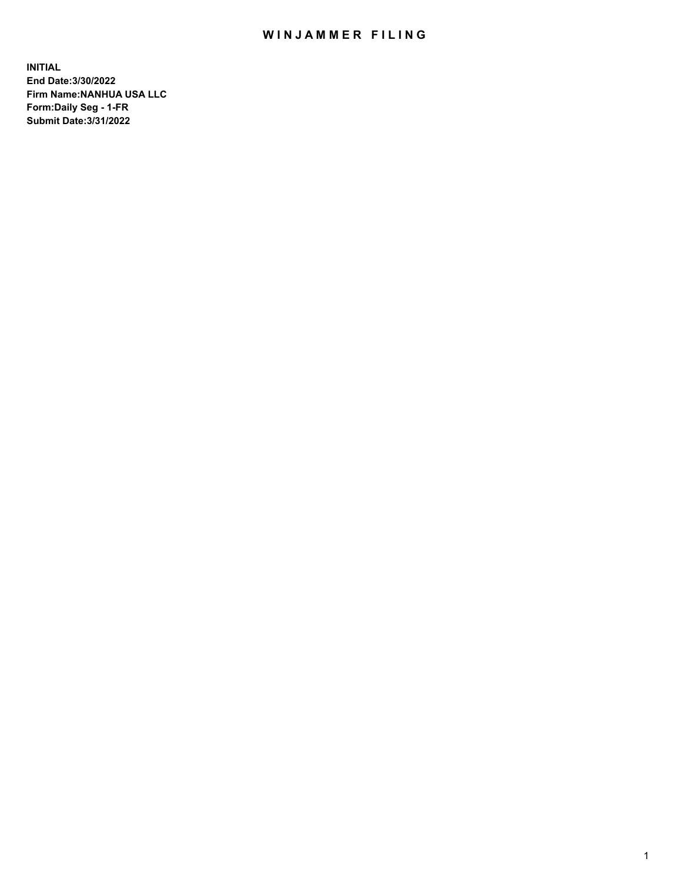# WINJAMMER FILING

**INITIAL**
**End Date:3/30/2022**
**Firm Name:NANHUA USA LLC**
**Form:Daily Seg - 1-FR**
**Submit Date:3/31/2022**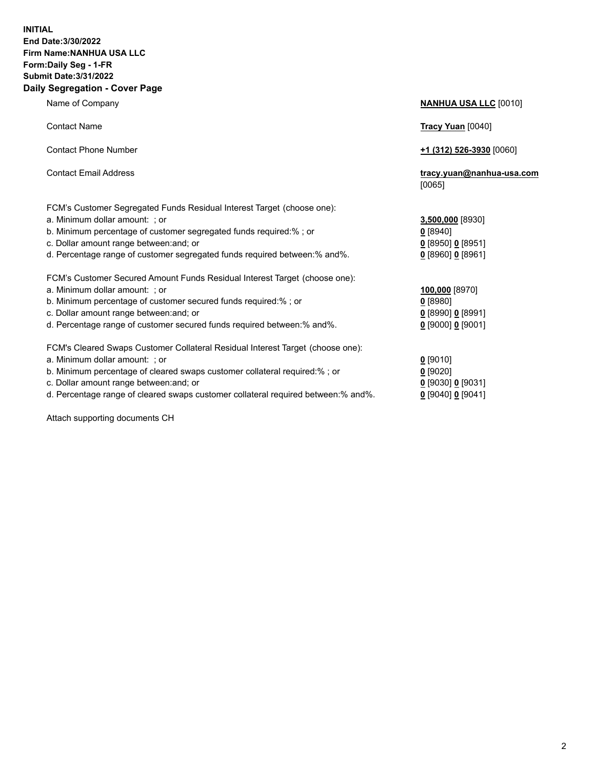**INITIAL**
**End Date:3/30/2022**
**Firm Name:NANHUA USA LLC**
**Form:Daily Seg - 1-FR**
**Submit Date:3/31/2022**

## Daily Segregation - Cover Page

| | |
|---|---|
| Name of Company | **NANHUA USA LLC** [0010] |
| Contact Name | **Tracy Yuan** [0040] |
| Contact Phone Number | **+1 (312) 526-3930** [0060] |
| Contact Email Address | **tracy.yuan@nanhua-usa.com** [0065] |

FCM's Customer Segregated Funds Residual Interest Target (choose one):

| | |
|---|---|
| a. Minimum dollar amount: ; or | **3,500,000** [8930] |
| b. Minimum percentage of customer segregated funds required:% ; or | **0** [8940] |
| c. Dollar amount range between:and; or | **0** [8950] **0** [8951] |
| d. Percentage range of customer segregated funds required between:% and%. | **0** [8960] **0** [8961] |

FCM's Customer Secured Amount Funds Residual Interest Target (choose one):

| | |
|---|---|
| a. Minimum dollar amount: ; or | **100,000** [8970] |
| b. Minimum percentage of customer secured funds required:% ; or | **0** [8980] |
| c. Dollar amount range between:and; or | **0** [8990] **0** [8991] |
| d. Percentage range of customer secured funds required between:% and%. | **0** [9000] **0** [9001] |

FCM's Cleared Swaps Customer Collateral Residual Interest Target (choose one):

| | |
|---|---|
| a. Minimum dollar amount: ; or | **0** [9010] |
| b. Minimum percentage of cleared swaps customer collateral required:% ; or | **0** [9020] |
| c. Dollar amount range between:and; or | **0** [9030] **0** [9031] |
| d. Percentage range of cleared swaps customer collateral required between:% and%. | **0** [9040] **0** [9041] |

Attach supporting documents CH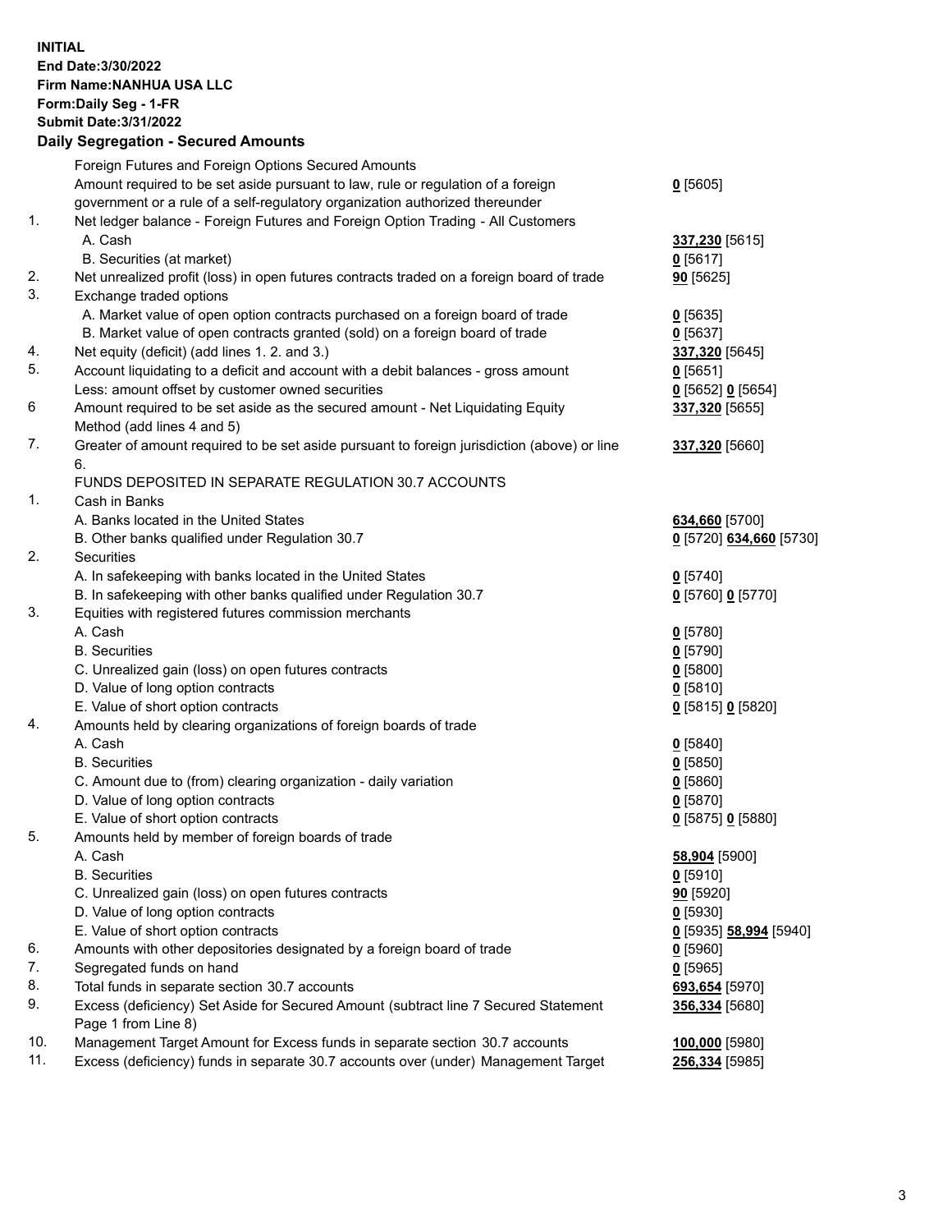**INITIAL**
**End Date:3/30/2022**
**Firm Name:NANHUA USA LLC**
**Form:Daily Seg - 1-FR**
**Submit Date:3/31/2022**

### Daily Segregation - Secured Amounts

| | | |
|---|---|---|
| | Foreign Futures and Foreign Options Secured Amounts | |
| | Amount required to be set aside pursuant to law, rule or regulation of a foreign government or a rule of a self-regulatory organization authorized thereunder | **0** [5605] |
| 1. | Net ledger balance - Foreign Futures and Foreign Option Trading - All Customers | |
| | A. Cash | **337,230** [5615] |
| | B. Securities (at market) | **0** [5617] |
| 2. | Net unrealized profit (loss) in open futures contracts traded on a foreign board of trade | **90** [5625] |
| 3. | Exchange traded options | |
| | A. Market value of open option contracts purchased on a foreign board of trade | **0** [5635] |
| | B. Market value of open contracts granted (sold) on a foreign board of trade | **0** [5637] |
| 4. | Net equity (deficit) (add lines 1. 2. and 3.) | **337,320** [5645] |
| 5. | Account liquidating to a deficit and account with a debit balances - gross amount | **0** [5651] |
| | Less: amount offset by customer owned securities | **0** [5652] **0** [5654] |
| 6 | Amount required to be set aside as the secured amount - Net Liquidating Equity Method (add lines 4 and 5) | **337,320** [5655] |
| 7. | Greater of amount required to be set aside pursuant to foreign jurisdiction (above) or line 6. | **337,320** [5660] |
| | FUNDS DEPOSITED IN SEPARATE REGULATION 30.7 ACCOUNTS | |
| 1. | Cash in Banks | |
| | A. Banks located in the United States | **634,660** [5700] |
| | B. Other banks qualified under Regulation 30.7 | **0** [5720] **634,660** [5730] |
| 2. | Securities | |
| | A. In safekeeping with banks located in the United States | **0** [5740] |
| | B. In safekeeping with other banks qualified under Regulation 30.7 | **0** [5760] **0** [5770] |
| 3. | Equities with registered futures commission merchants | |
| | A. Cash | **0** [5780] |
| | B. Securities | **0** [5790] |
| | C. Unrealized gain (loss) on open futures contracts | **0** [5800] |
| | D. Value of long option contracts | **0** [5810] |
| | E. Value of short option contracts | **0** [5815] **0** [5820] |
| 4. | Amounts held by clearing organizations of foreign boards of trade | |
| | A. Cash | **0** [5840] |
| | B. Securities | **0** [5850] |
| | C. Amount due to (from) clearing organization - daily variation | **0** [5860] |
| | D. Value of long option contracts | **0** [5870] |
| | E. Value of short option contracts | **0** [5875] **0** [5880] |
| 5. | Amounts held by member of foreign boards of trade | |
| | A. Cash | **58,904** [5900] |
| | B. Securities | **0** [5910] |
| | C. Unrealized gain (loss) on open futures contracts | **90** [5920] |
| | D. Value of long option contracts | **0** [5930] |
| | E. Value of short option contracts | **0** [5935] **58,994** [5940] |
| 6. | Amounts with other depositories designated by a foreign board of trade | **0** [5960] |
| 7. | Segregated funds on hand | **0** [5965] |
| 8. | Total funds in separate section 30.7 accounts | **693,654** [5970] |
| 9. | Excess (deficiency) Set Aside for Secured Amount (subtract line 7 Secured Statement Page 1 from Line 8) | **356,334** [5680] |
| 10. | Management Target Amount for Excess funds in separate section 30.7 accounts | **100,000** [5980] |
| 11. | Excess (deficiency) funds in separate 30.7 accounts over (under) Management Target | **256,334** [5985] |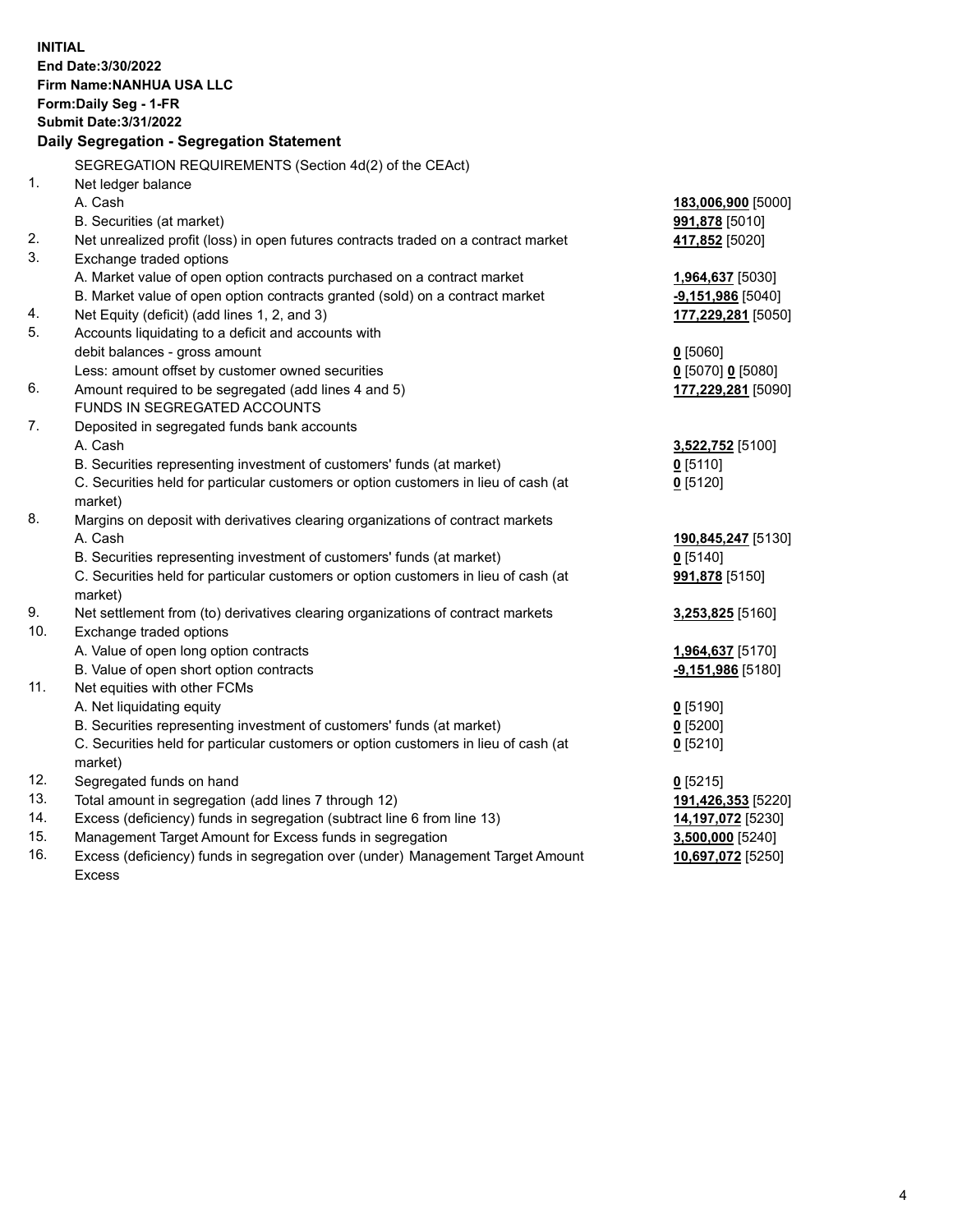**INITIAL**
**End Date:3/30/2022**
**Firm Name:NANHUA USA LLC**
**Form:Daily Seg - 1-FR**
**Submit Date:3/31/2022**

**Daily Segregation - Segregation Statement**

| | | |
|---|---|---|
| | SEGREGATION REQUIREMENTS (Section 4d(2) of the CEAct) | |
| 1. | Net ledger balance | |
| | A. Cash | **183,006,900** [5000] |
| | B. Securities (at market) | **991,878** [5010] |
| 2. | Net unrealized profit (loss) in open futures contracts traded on a contract market | **417,852** [5020] |
| 3. | Exchange traded options | |
| | A. Market value of open option contracts purchased on a contract market | **1,964,637** [5030] |
| | B. Market value of open option contracts granted (sold) on a contract market | **-9,151,986** [5040] |
| 4. | Net Equity (deficit) (add lines 1, 2, and 3) | **177,229,281** [5050] |
| 5. | Accounts liquidating to a deficit and accounts with debit balances - gross amount | **0** [5060] |
| | Less: amount offset by customer owned securities | **0** [5070] **0** [5080] |
| 6. | Amount required to be segregated (add lines 4 and 5) | **177,229,281** [5090] |
| | FUNDS IN SEGREGATED ACCOUNTS | |
| 7. | Deposited in segregated funds bank accounts | |
| | A. Cash | **3,522,752** [5100] |
| | B. Securities representing investment of customers' funds (at market) | **0** [5110] |
| | C. Securities held for particular customers or option customers in lieu of cash (at market) | **0** [5120] |
| 8. | Margins on deposit with derivatives clearing organizations of contract markets | |
| | A. Cash | **190,845,247** [5130] |
| | B. Securities representing investment of customers' funds (at market) | **0** [5140] |
| | C. Securities held for particular customers or option customers in lieu of cash (at market) | **991,878** [5150] |
| 9. | Net settlement from (to) derivatives clearing organizations of contract markets | **3,253,825** [5160] |
| 10. | Exchange traded options | |
| | A. Value of open long option contracts | **1,964,637** [5170] |
| | B. Value of open short option contracts | **-9,151,986** [5180] |
| 11. | Net equities with other FCMs | |
| | A. Net liquidating equity | **0** [5190] |
| | B. Securities representing investment of customers' funds (at market) | **0** [5200] |
| | C. Securities held for particular customers or option customers in lieu of cash (at market) | **0** [5210] |
| 12. | Segregated funds on hand | **0** [5215] |
| 13. | Total amount in segregation (add lines 7 through 12) | **191,426,353** [5220] |
| 14. | Excess (deficiency) funds in segregation (subtract line 6 from line 13) | **14,197,072** [5230] |
| 15. | Management Target Amount for Excess funds in segregation | **3,500,000** [5240] |
| 16. | Excess (deficiency) funds in segregation over (under) Management Target Amount Excess | **10,697,072** [5250] |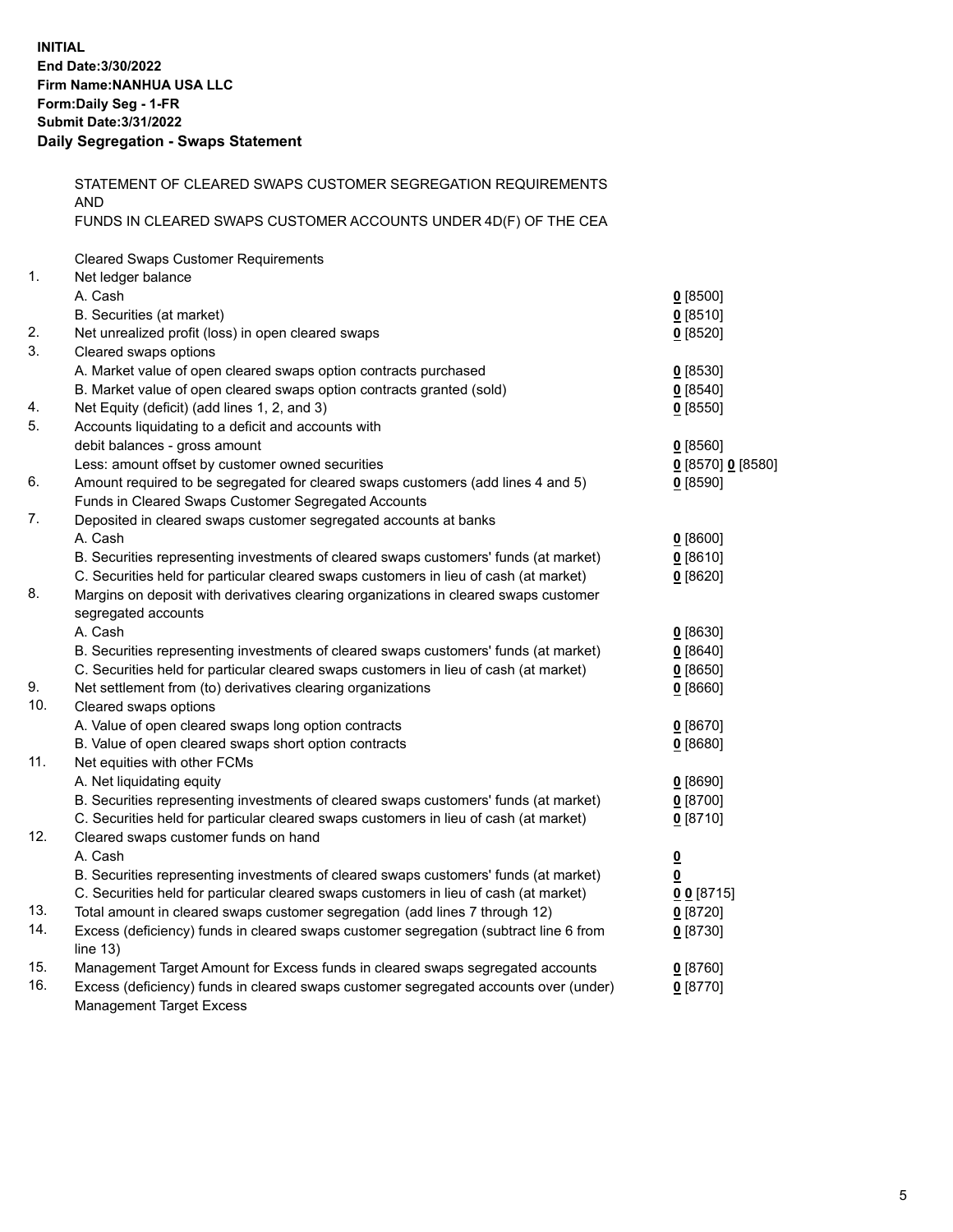**INITIAL**
**End Date:3/30/2022**
**Firm Name:NANHUA USA LLC**
**Form:Daily Seg - 1-FR**
**Submit Date:3/31/2022**
**Daily Segregation - Swaps Statement**

STATEMENT OF CLEARED SWAPS CUSTOMER SEGREGATION REQUIREMENTS AND FUNDS IN CLEARED SWAPS CUSTOMER ACCOUNTS UNDER 4D(F) OF THE CEA

| | | |
|---|---|---|
| | Cleared Swaps Customer Requirements | |
| 1. | Net ledger balance | |
| | A. Cash | 0 [8500] |
| | B. Securities (at market) | 0 [8510] |
| 2. | Net unrealized profit (loss) in open cleared swaps | 0 [8520] |
| 3. | Cleared swaps options | |
| | A. Market value of open cleared swaps option contracts purchased | 0 [8530] |
| | B. Market value of open cleared swaps option contracts granted (sold) | 0 [8540] |
| 4. | Net Equity (deficit) (add lines 1, 2, and 3) | 0 [8550] |
| 5. | Accounts liquidating to a deficit and accounts with debit balances - gross amount | 0 [8560] |
| | Less: amount offset by customer owned securities | 0 [8570] 0 [8580] |
| 6. | Amount required to be segregated for cleared swaps customers (add lines 4 and 5) | 0 [8590] |
| | Funds in Cleared Swaps Customer Segregated Accounts | |
| 7. | Deposited in cleared swaps customer segregated accounts at banks | |
| | A. Cash | 0 [8600] |
| | B. Securities representing investments of cleared swaps customers' funds (at market) | 0 [8610] |
| | C. Securities held for particular cleared swaps customers in lieu of cash (at market) | 0 [8620] |
| 8. | Margins on deposit with derivatives clearing organizations in cleared swaps customer segregated accounts | |
| | A. Cash | 0 [8630] |
| | B. Securities representing investments of cleared swaps customers' funds (at market) | 0 [8640] |
| | C. Securities held for particular cleared swaps customers in lieu of cash (at market) | 0 [8650] |
| 9. | Net settlement from (to) derivatives clearing organizations | 0 [8660] |
| 10. | Cleared swaps options | |
| | A. Value of open cleared swaps long option contracts | 0 [8670] |
| | B. Value of open cleared swaps short option contracts | 0 [8680] |
| 11. | Net equities with other FCMs | |
| | A. Net liquidating equity | 0 [8690] |
| | B. Securities representing investments of cleared swaps customers' funds (at market) | 0 [8700] |
| | C. Securities held for particular cleared swaps customers in lieu of cash (at market) | 0 [8710] |
| 12. | Cleared swaps customer funds on hand | |
| | A. Cash | 0 |
| | B. Securities representing investments of cleared swaps customers' funds (at market) | 0 |
| | C. Securities held for particular cleared swaps customers in lieu of cash (at market) | 0 0 [8715] |
| 13. | Total amount in cleared swaps customer segregation (add lines 7 through 12) | 0 [8720] |
| 14. | Excess (deficiency) funds in cleared swaps customer segregation (subtract line 6 from line 13) | 0 [8730] |
| 15. | Management Target Amount for Excess funds in cleared swaps segregated accounts | 0 [8760] |
| 16. | Excess (deficiency) funds in cleared swaps customer segregated accounts over (under) Management Target Excess | 0 [8770] |